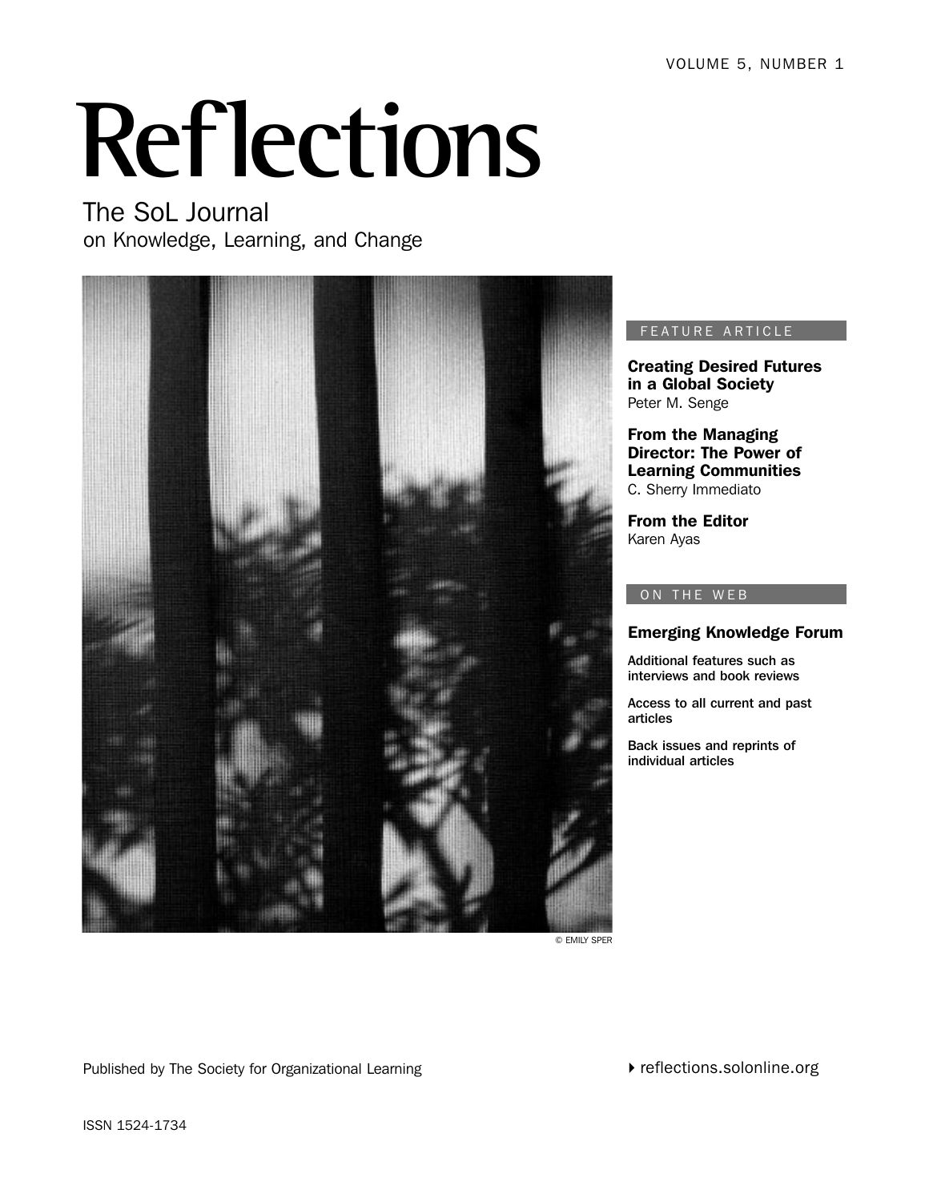VOLUME 5, NUMBER 1

# Reflections

## The SoL Journal
on Knowledge, Learning, and Change

© EMILY SPER

FEATURE ARTICLE

**Creating Desired Futures in a Global Society**
Peter M. Senge

**From the Managing Director: The Power of Learning Communities**
C. Sherry Immediato

**From the Editor**
Karen Ayas

ON THE WEB

**Emerging Knowledge Forum**

**Additional features such as interviews and book reviews**

**Access to all current and past articles**

**Back issues and reprints of individual articles**

Published by The Society for Organizational Learning

reflections.solonline.org

ISSN 1524-1734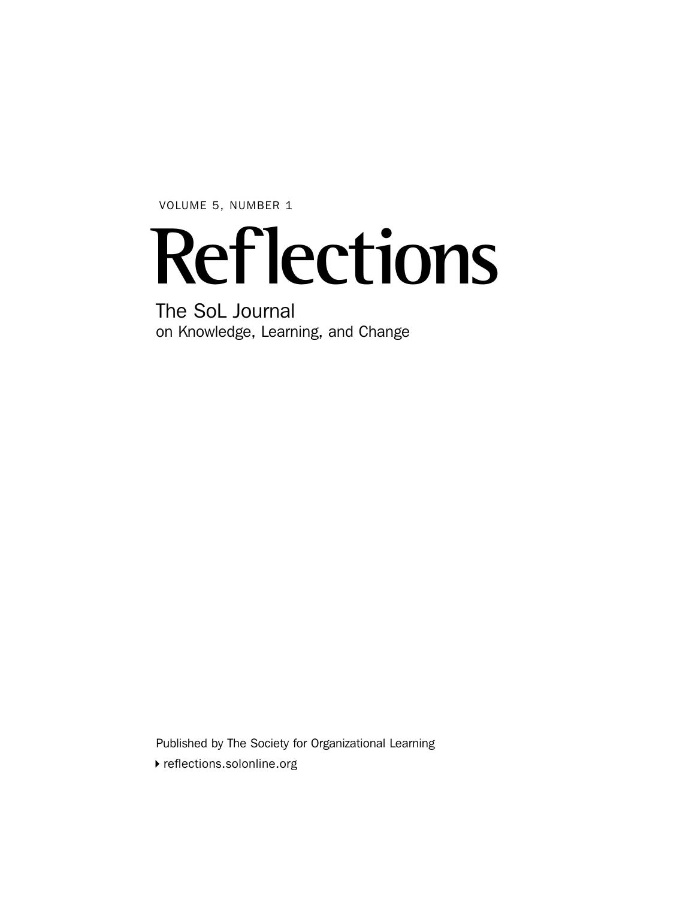VOLUME 5, NUMBER 1

# Reflections

## The SoL Journal
on Knowledge, Learning, and Change

Published by The Society for Organizational Learning

▸ reflections.solonline.org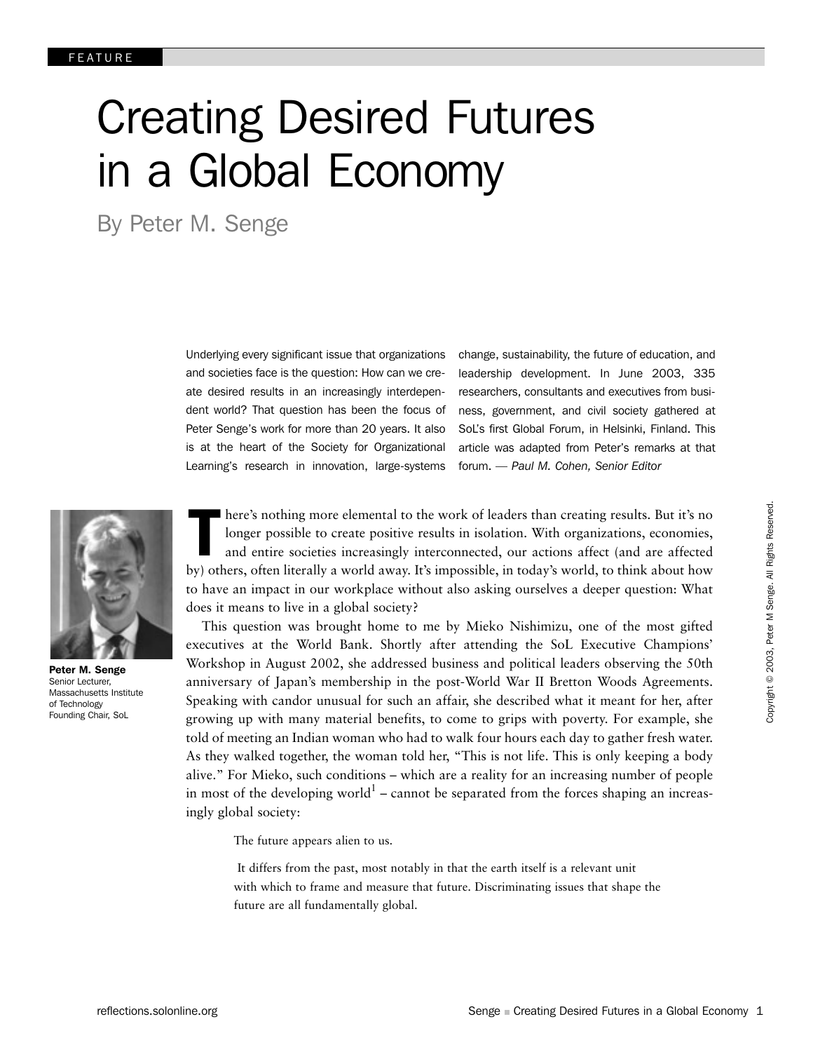FEATURE

# Creating Desired Futures in a Global Economy

By Peter M. Senge

Underlying every significant issue that organizations and societies face is the question: How can we create desired results in an increasingly interdependent world? That question has been the focus of Peter Senge's work for more than 20 years. It also is at the heart of the Society for Organizational Learning's research in innovation, large-systems change, sustainability, the future of education, and leadership development. In June 2003, 335 researchers, consultants and executives from business, government, and civil society gathered at SoL's first Global Forum, in Helsinki, Finland. This article was adapted from Peter's remarks at that forum. — *Paul M. Cohen, Senior Editor*

**Peter M. Senge**
Senior Lecturer, Massachusetts Institute of Technology
Founding Chair, SoL

There's nothing more elemental to the work of leaders than creating results. But it's no longer possible to create positive results in isolation. With organizations, economies, and entire societies increasingly interconnected, our actions affect (and are affected by) others, often literally a world away. It's impossible, in today's world, to think about how to have an impact in our workplace without also asking ourselves a deeper question: What does it means to live in a global society?

This question was brought home to me by Mieko Nishimizu, one of the most gifted executives at the World Bank. Shortly after attending the SoL Executive Champions' Workshop in August 2002, she addressed business and political leaders observing the 50th anniversary of Japan's membership in the post-World War II Bretton Woods Agreements. Speaking with candor unusual for such an affair, she described what it meant for her, after growing up with many material benefits, to come to grips with poverty. For example, she told of meeting an Indian woman who had to walk four hours each day to gather fresh water. As they walked together, the woman told her, "This is not life. This is only keeping a body alive." For Mieko, such conditions – which are a reality for an increasing number of people in most of the developing world[1] – cannot be separated from the forces shaping an increasingly global society:

> The future appears alien to us.
>
> It differs from the past, most notably in that the earth itself is a relevant unit with which to frame and measure that future. Discriminating issues that shape the future are all fundamentally global.

Copyright © 2003, Peter M Senge. All Rights Reserved.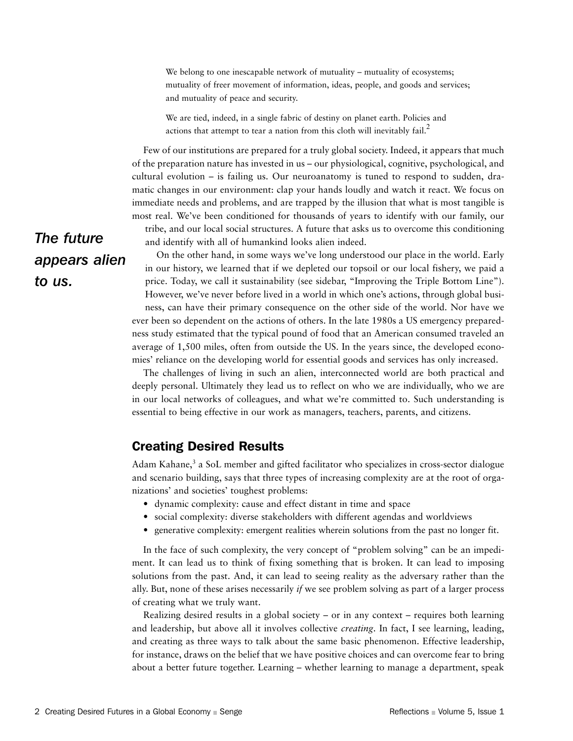> We belong to one inescapable network of mutuality – mutuality of ecosystems; mutuality of freer movement of information, ideas, people, and goods and services; and mutuality of peace and security.
>
> We are tied, indeed, in a single fabric of destiny on planet earth. Policies and actions that attempt to tear a nation from this cloth will inevitably fail.[2]

Few of our institutions are prepared for a truly global society. Indeed, it appears that much of the preparation nature has invested in us – our physiological, cognitive, psychological, and cultural evolution – is failing us. Our neuroanatomy is tuned to respond to sudden, dramatic changes in our environment: clap your hands loudly and watch it react. We focus on immediate needs and problems, and are trapped by the illusion that what is most tangible is most real. We've been conditioned for thousands of years to identify with our family, our tribe, and our local social structures. A future that asks us to overcome this conditioning and identify with all of humankind looks alien indeed.

***The future appears alien to us.***

On the other hand, in some ways we've long understood our place in the world. Early in our history, we learned that if we depleted our topsoil or our local fishery, we paid a price. Today, we call it sustainability (see sidebar, "Improving the Triple Bottom Line"). However, we've never before lived in a world in which one's actions, through global business, can have their primary consequence on the other side of the world. Nor have we ever been so dependent on the actions of others. In the late 1980s a US emergency preparedness study estimated that the typical pound of food that an American consumed traveled an average of 1,500 miles, often from outside the US. In the years since, the developed economies' reliance on the developing world for essential goods and services has only increased.

The challenges of living in such an alien, interconnected world are both practical and deeply personal. Ultimately they lead us to reflect on who we are individually, who we are in our local networks of colleagues, and what we're committed to. Such understanding is essential to being effective in our work as managers, teachers, parents, and citizens.

## Creating Desired Results

Adam Kahane,[3] a SoL member and gifted facilitator who specializes in cross-sector dialogue and scenario building, says that three types of increasing complexity are at the root of organizations' and societies' toughest problems:

- dynamic complexity: cause and effect distant in time and space
- social complexity: diverse stakeholders with different agendas and worldviews
- generative complexity: emergent realities wherein solutions from the past no longer fit.

In the face of such complexity, the very concept of "problem solving" can be an impediment. It can lead us to think of fixing something that is broken. It can lead to imposing solutions from the past. And, it can lead to seeing reality as the adversary rather than the ally. But, none of these arises necessarily *if* we see problem solving as part of a larger process of creating what we truly want.

Realizing desired results in a global society – or in any context – requires both learning and leadership, but above all it involves collective *creating*. In fact, I see learning, leading, and creating as three ways to talk about the same basic phenomenon. Effective leadership, for instance, draws on the belief that we have positive choices and can overcome fear to bring about a better future together. Learning – whether learning to manage a department, speak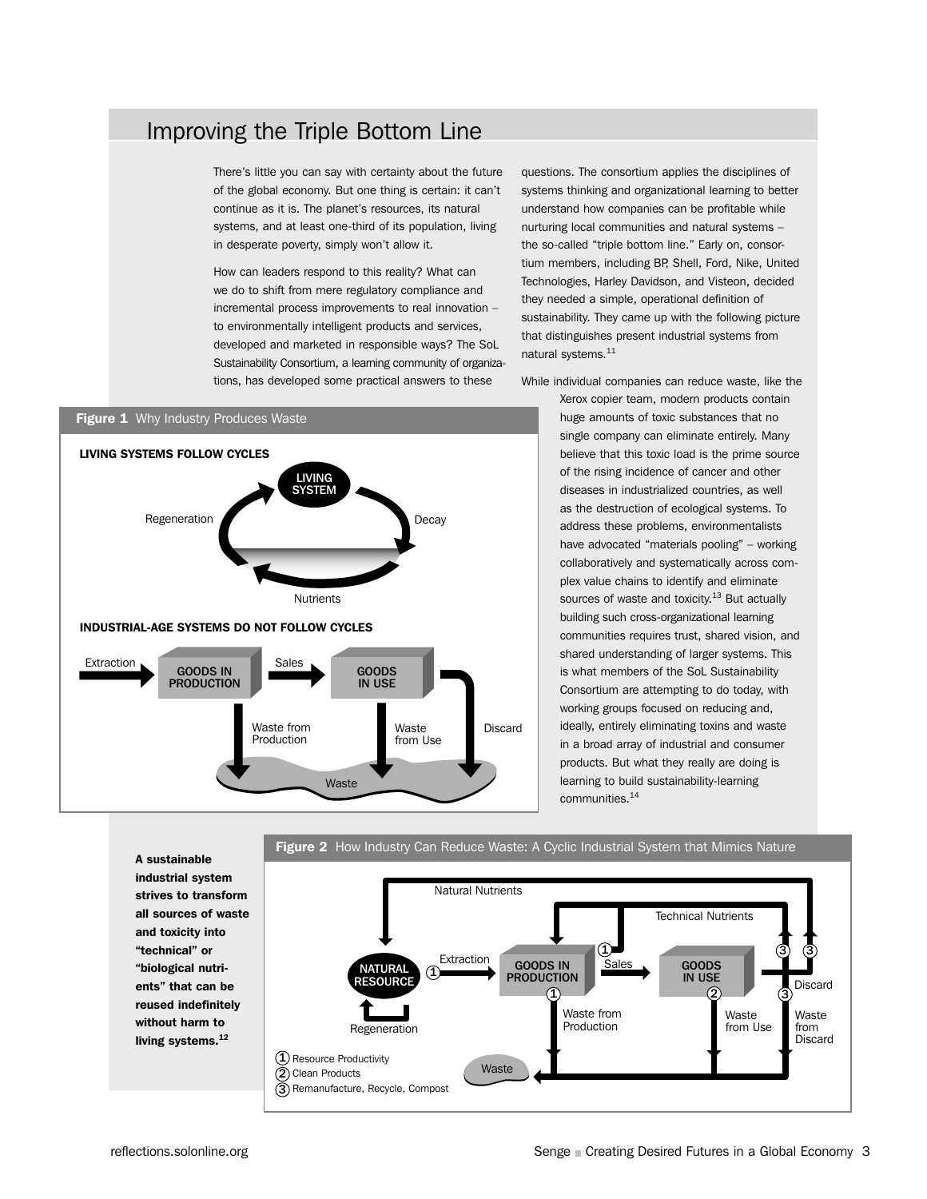## Improving the Triple Bottom Line

There's little you can say with certainty about the future of the global economy. But one thing is certain: it can't continue as it is. The planet's resources, its natural systems, and at least one-third of its population, living in desperate poverty, simply won't allow it.

How can leaders respond to this reality? What can we do to shift from mere regulatory compliance and incremental process improvements to real innovation – to environmentally intelligent products and services, developed and marketed in responsible ways? The SoL Sustainability Consortium, a learning community of organizations, has developed some practical answers to these questions. The consortium applies the disciplines of systems thinking and organizational learning to better understand how companies can be profitable while nurturing local communities and natural systems – the so-called "triple bottom line." Early on, consortium members, including BP, Shell, Ford, Nike, United Technologies, Harley Davidson, and Visteon, decided they needed a simple, operational definition of sustainability. They came up with the following picture that distinguishes present industrial systems from natural systems.[11]

While individual companies can reduce waste, like the Xerox copier team, modern products contain huge amounts of toxic substances that no single company can eliminate entirely. Many believe that this toxic load is the prime source of the rising incidence of cancer and other diseases in industrialized countries, as well as the destruction of ecological systems. To address these problems, environmentalists have advocated "materials pooling" – working collaboratively and systematically across complex value chains to identify and eliminate sources of waste and toxicity.[13] But actually building such cross-organizational learning communities requires trust, shared vision, and shared understanding of larger systems. This is what members of the SoL Sustainability Consortium are attempting to do today, with working groups focused on reducing and, ideally, entirely eliminating toxins and waste in a broad array of industrial and consumer products. But what they really are doing is learning to build sustainability-learning communities.[14]

**Figure 1** Why Industry Produces Waste

**LIVING SYSTEMS FOLLOW CYCLES**

Living System → Decay → Nutrients → Regeneration → Living System

**INDUSTRIAL-AGE SYSTEMS DO NOT FOLLOW CYCLES**

Extraction → Goods in Production → Sales → Goods in Use → Discard; Waste from Production, Waste from Use, Discard → Waste

**Figure 2** How Industry Can Reduce Waste: A Cyclic Industrial System that Mimics Nature

Natural Resource → (1) Extraction → Goods in Production (1) → (1) Sales → Goods in Use (2) → Discard (3); Natural Nutrients and Technical Nutrients (3) return to Natural Resource and Goods in Production; Regeneration; Waste from Production, Waste from Use, Waste from Discard → Waste

1. Resource Productivity
2. Clean Products
3. Remanufacture, Recycle, Compost

**A sustainable industrial system strives to transform all sources of waste and toxicity into "technical" or "biological nutrients" that can be reused indefinitely without harm to living systems.[12]**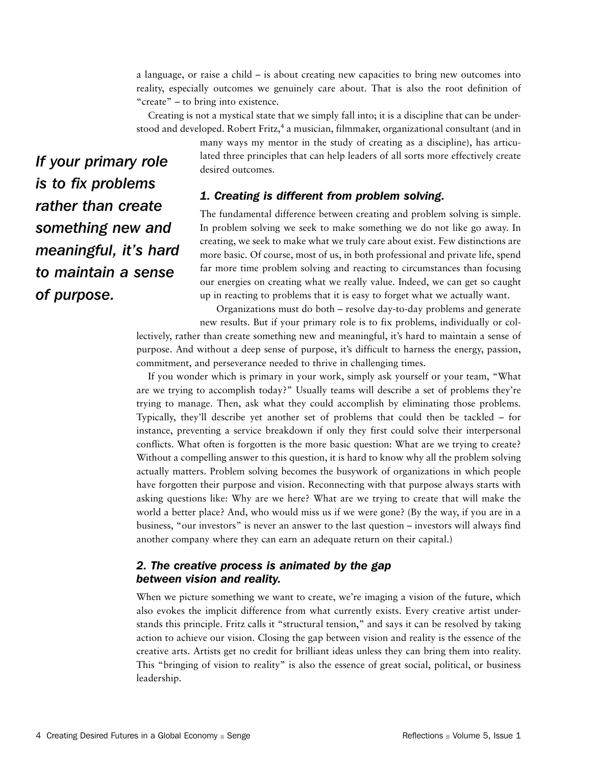a language, or raise a child – is about creating new capacities to bring new outcomes into reality, especially outcomes we genuinely care about. That is also the root definition of "create" – to bring into existence.

Creating is not a mystical state that we simply fall into; it is a discipline that can be understood and developed. Robert Fritz,[4] a musician, filmmaker, organizational consultant (and in many ways my mentor in the study of creating as a discipline), has articulated three principles that can help leaders of all sorts more effectively create desired outcomes.

*If your primary role is to fix problems rather than create something new and meaningful, it's hard to maintain a sense of purpose.*

### *1. Creating is different from problem solving.*

The fundamental difference between creating and problem solving is simple. In problem solving we seek to make something we do not like go away. In creating, we seek to make what we truly care about exist. Few distinctions are more basic. Of course, most of us, in both professional and private life, spend far more time problem solving and reacting to circumstances than focusing our energies on creating what we really value. Indeed, we can get so caught up in reacting to problems that it is easy to forget what we actually want.

Organizations must do both – resolve day-to-day problems and generate new results. But if your primary role is to fix problems, individually or collectively, rather than create something new and meaningful, it's hard to maintain a sense of purpose. And without a deep sense of purpose, it's difficult to harness the energy, passion, commitment, and perseverance needed to thrive in challenging times.

If you wonder which is primary in your work, simply ask yourself or your team, "What are we trying to accomplish today?" Usually teams will describe a set of problems they're trying to manage. Then, ask what they could accomplish by eliminating those problems. Typically, they'll describe yet another set of problems that could then be tackled – for instance, preventing a service breakdown if only they first could solve their interpersonal conflicts. What often is forgotten is the more basic question: What are we trying to create? Without a compelling answer to this question, it is hard to know why all the problem solving actually matters. Problem solving becomes the busywork of organizations in which people have forgotten their purpose and vision. Reconnecting with that purpose always starts with asking questions like: Why are we here? What are we trying to create that will make the world a better place? And, who would miss us if we were gone? (By the way, if you are in a business, "our investors" is never an answer to the last question – investors will always find another company where they can earn an adequate return on their capital.)

### *2. The creative process is animated by the gap between vision and reality.*

When we picture something we want to create, we're imaging a vision of the future, which also evokes the implicit difference from what currently exists. Every creative artist understands this principle. Fritz calls it "structural tension," and says it can be resolved by taking action to achieve our vision. Closing the gap between vision and reality is the essence of the creative arts. Artists get no credit for brilliant ideas unless they can bring them into reality. This "bringing of vision to reality" is also the essence of great social, political, or business leadership.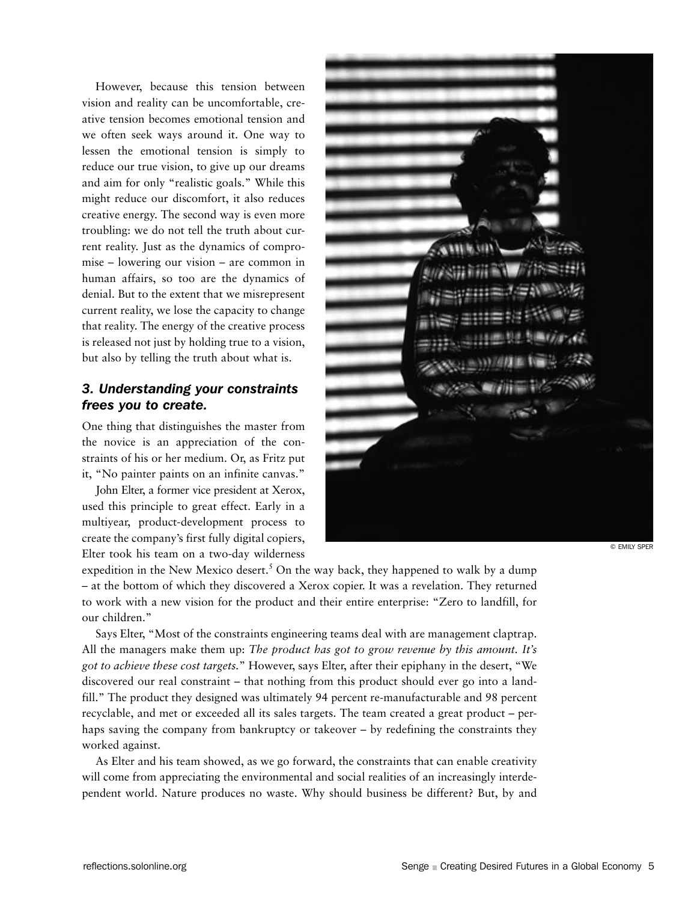However, because this tension between vision and reality can be uncomfortable, creative tension becomes emotional tension and we often seek ways around it. One way to lessen the emotional tension is simply to reduce our true vision, to give up our dreams and aim for only "realistic goals." While this might reduce our discomfort, it also reduces creative energy. The second way is even more troubling: we do not tell the truth about current reality. Just as the dynamics of compromise – lowering our vision – are common in human affairs, so too are the dynamics of denial. But to the extent that we misrepresent current reality, we lose the capacity to change that reality. The energy of the creative process is released not just by holding true to a vision, but also by telling the truth about what is.

### *3. Understanding your constraints frees you to create.*

One thing that distinguishes the master from the novice is an appreciation of the constraints of his or her medium. Or, as Fritz put it, "No painter paints on an infinite canvas."

John Elter, a former vice president at Xerox, used this principle to great effect. Early in a multiyear, product-development process to create the company's first fully digital copiers, Elter took his team on a two-day wilderness expedition in the New Mexico desert.[5] On the way back, they happened to walk by a dump – at the bottom of which they discovered a Xerox copier. It was a revelation. They returned to work with a new vision for the product and their entire enterprise: "Zero to landfill, for our children."

© EMILY SPER

Says Elter, "Most of the constraints engineering teams deal with are management claptrap. All the managers make them up: *The product has got to grow revenue by this amount. It's got to achieve these cost targets.*" However, says Elter, after their epiphany in the desert, "We discovered our real constraint – that nothing from this product should ever go into a landfill." The product they designed was ultimately 94 percent re-manufacturable and 98 percent recyclable, and met or exceeded all its sales targets. The team created a great product – perhaps saving the company from bankruptcy or takeover – by redefining the constraints they worked against.

As Elter and his team showed, as we go forward, the constraints that can enable creativity will come from appreciating the environmental and social realities of an increasingly interdependent world. Nature produces no waste. Why should business be different? But, by and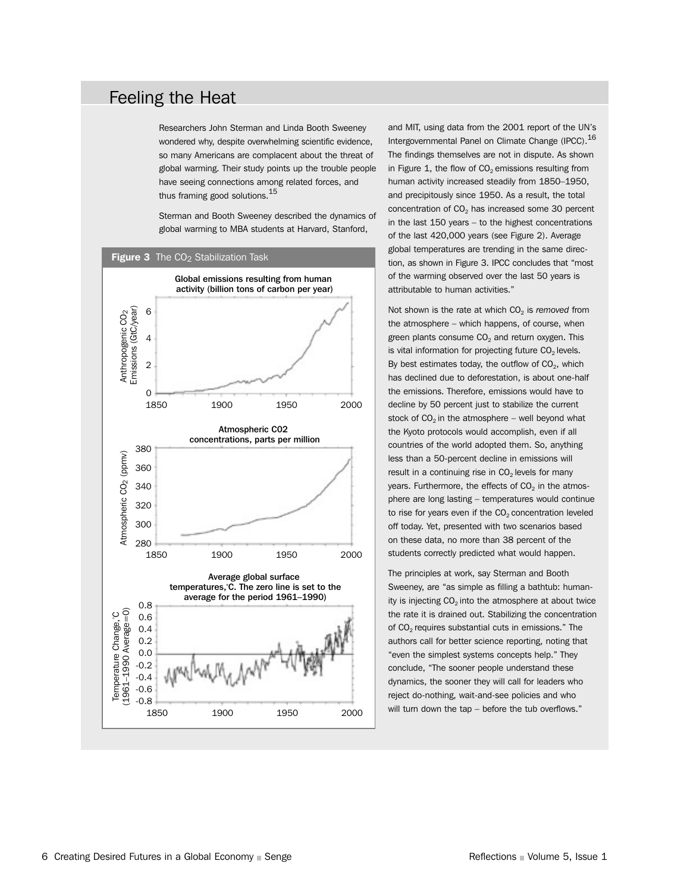## Feeling the Heat

Researchers John Sterman and Linda Booth Sweeney wondered why, despite overwhelming scientific evidence, so many Americans are complacent about the threat of global warming. Their study points up the trouble people have seeing connections among related forces, and thus framing good solutions.[15]

Sterman and Booth Sweeney described the dynamics of global warming to MBA students at Harvard, Stanford, and MIT, using data from the 2001 report of the UN's Intergovernmental Panel on Climate Change (IPCC).[16] The findings themselves are not in dispute. As shown in Figure 1, the flow of $CO_2$ emissions resulting from human activity increased steadily from 1850–1950, and precipitously since 1950. As a result, the total concentration of $CO_2$ has increased some 30 percent in the last 150 years – to the highest concentrations of the last 420,000 years (see Figure 2). Average global temperatures are trending in the same direction, as shown in Figure 3. IPCC concludes that "most of the warming observed over the last 50 years is attributable to human activities."

**Figure 3** The $CO_2$ Stabilization Task

Not shown is the rate at which $CO_2$ is *removed* from the atmosphere – which happens, of course, when green plants consume $CO_2$ and return oxygen. This is vital information for projecting future $CO_2$ levels. By best estimates today, the outflow of $CO_2$, which has declined due to deforestation, is about one-half the emissions. Therefore, emissions would have to decline by 50 percent just to stabilize the current stock of $CO_2$ in the atmosphere – well beyond what the Kyoto protocols would accomplish, even if all countries of the world adopted them. So, anything less than a 50-percent decline in emissions will result in a continuing rise in $CO_2$ levels for many years. Furthermore, the effects of $CO_2$ in the atmosphere are long lasting – temperatures would continue to rise for years even if the $CO_2$ concentration leveled off today. Yet, presented with two scenarios based on these data, no more than 38 percent of the students correctly predicted what would happen.

The principles at work, say Sterman and Booth Sweeney, are "as simple as filling a bathtub: humanity is injecting $CO_2$ into the atmosphere at about twice the rate it is drained out. Stabilizing the concentration of $CO_2$ requires substantial cuts in emissions." The authors call for better science reporting, noting that "even the simplest systems concepts help." They conclude, "The sooner people understand these dynamics, the sooner they will call for leaders who reject do-nothing, wait-and-see policies and who will turn down the tap – before the tub overflows."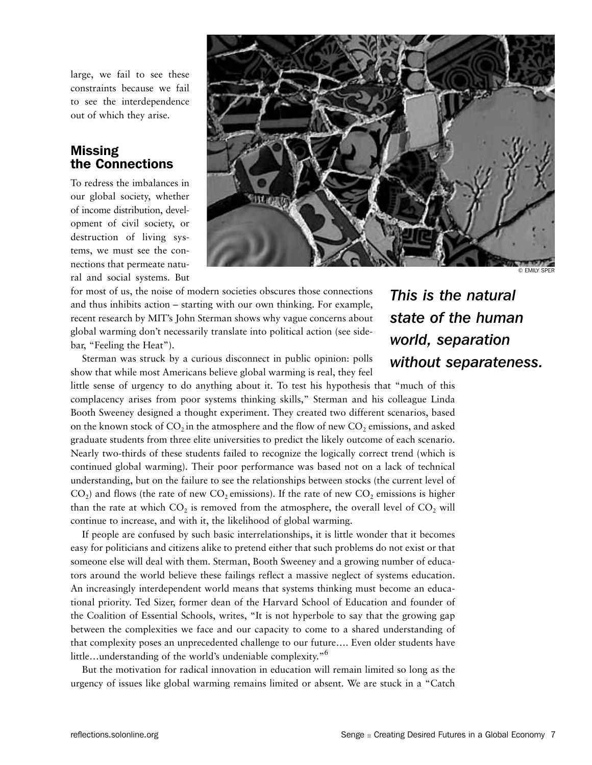large, we fail to see these constraints because we fail to see the interdependence out of which they arise.

## Missing the Connections

To redress the imbalances in our global society, whether of income distribution, development of civil society, or destruction of living systems, we must see the connections that permeate natural and social systems. But for most of us, the noise of modern societies obscures those connections and thus inhibits action – starting with our own thinking. For example, recent research by MIT's John Sterman shows why vague concerns about global warming don't necessarily translate into political action (see sidebar, "Feeling the Heat").

© EMILY SPER

***This is the natural state of the human world, separation without separateness.***

Sterman was struck by a curious disconnect in public opinion: polls show that while most Americans believe global warming is real, they feel little sense of urgency to do anything about it. To test his hypothesis that "much of this complacency arises from poor systems thinking skills," Sterman and his colleague Linda Booth Sweeney designed a thought experiment. They created two different scenarios, based on the known stock of $CO_2$ in the atmosphere and the flow of new $CO_2$ emissions, and asked graduate students from three elite universities to predict the likely outcome of each scenario. Nearly two-thirds of these students failed to recognize the logically correct trend (which is continued global warming). Their poor performance was based not on a lack of technical understanding, but on the failure to see the relationships between stocks (the current level of $CO_2$) and flows (the rate of new $CO_2$ emissions). If the rate of new $CO_2$ emissions is higher than the rate at which $CO_2$ is removed from the atmosphere, the overall level of $CO_2$ will continue to increase, and with it, the likelihood of global warming.

If people are confused by such basic interrelationships, it is little wonder that it becomes easy for politicians and citizens alike to pretend either that such problems do not exist or that someone else will deal with them. Sterman, Booth Sweeney and a growing number of educators around the world believe these failings reflect a massive neglect of systems education. An increasingly interdependent world means that systems thinking must become an educational priority. Ted Sizer, former dean of the Harvard School of Education and founder of the Coalition of Essential Schools, writes, "It is not hyperbole to say that the growing gap between the complexities we face and our capacity to come to a shared understanding of that complexity poses an unprecedented challenge to our future…. Even older students have little…understanding of the world's undeniable complexity."[6]

But the motivation for radical innovation in education will remain limited so long as the urgency of issues like global warming remains limited or absent. We are stuck in a "Catch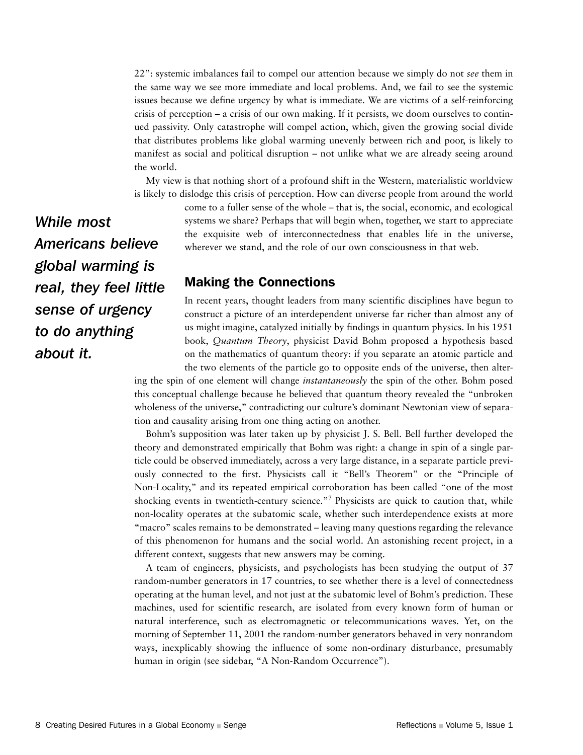22": systemic imbalances fail to compel our attention because we simply do not *see* them in the same way we see more immediate and local problems. And, we fail to see the systemic issues because we define urgency by what is immediate. We are victims of a self-reinforcing crisis of perception – a crisis of our own making. If it persists, we doom ourselves to continued passivity. Only catastrophe will compel action, which, given the growing social divide that distributes problems like global warming unevenly between rich and poor, is likely to manifest as social and political disruption – not unlike what we are already seeing around the world.

My view is that nothing short of a profound shift in the Western, materialistic worldview is likely to dislodge this crisis of perception. How can diverse people from around the world come to a fuller sense of the whole – that is, the social, economic, and ecological systems we share? Perhaps that will begin when, together, we start to appreciate the exquisite web of interconnectedness that enables life in the universe, wherever we stand, and the role of our own consciousness in that web.

***While most Americans believe global warming is real, they feel little sense of urgency to do anything about it.***

## Making the Connections

In recent years, thought leaders from many scientific disciplines have begun to construct a picture of an interdependent universe far richer than almost any of us might imagine, catalyzed initially by findings in quantum physics. In his 1951 book, *Quantum Theory*, physicist David Bohm proposed a hypothesis based on the mathematics of quantum theory: if you separate an atomic particle and the two elements of the particle go to opposite ends of the universe, then altering the spin of one element will change *instantaneously* the spin of the other. Bohm posed this conceptual challenge because he believed that quantum theory revealed the "unbroken wholeness of the universe," contradicting our culture's dominant Newtonian view of separation and causality arising from one thing acting on another.

Bohm's supposition was later taken up by physicist J. S. Bell. Bell further developed the theory and demonstrated empirically that Bohm was right: a change in spin of a single particle could be observed immediately, across a very large distance, in a separate particle previously connected to the first. Physicists call it "Bell's Theorem" or the "Principle of Non-Locality," and its repeated empirical corroboration has been called "one of the most shocking events in twentieth-century science."[7] Physicists are quick to caution that, while non-locality operates at the subatomic scale, whether such interdependence exists at more "macro" scales remains to be demonstrated – leaving many questions regarding the relevance of this phenomenon for humans and the social world. An astonishing recent project, in a different context, suggests that new answers may be coming.

A team of engineers, physicists, and psychologists has been studying the output of 37 random-number generators in 17 countries, to see whether there is a level of connectedness operating at the human level, and not just at the subatomic level of Bohm's prediction. These machines, used for scientific research, are isolated from every known form of human or natural interference, such as electromagnetic or telecommunications waves. Yet, on the morning of September 11, 2001 the random-number generators behaved in very nonrandom ways, inexplicably showing the influence of some non-ordinary disturbance, presumably human in origin (see sidebar, "A Non-Random Occurrence").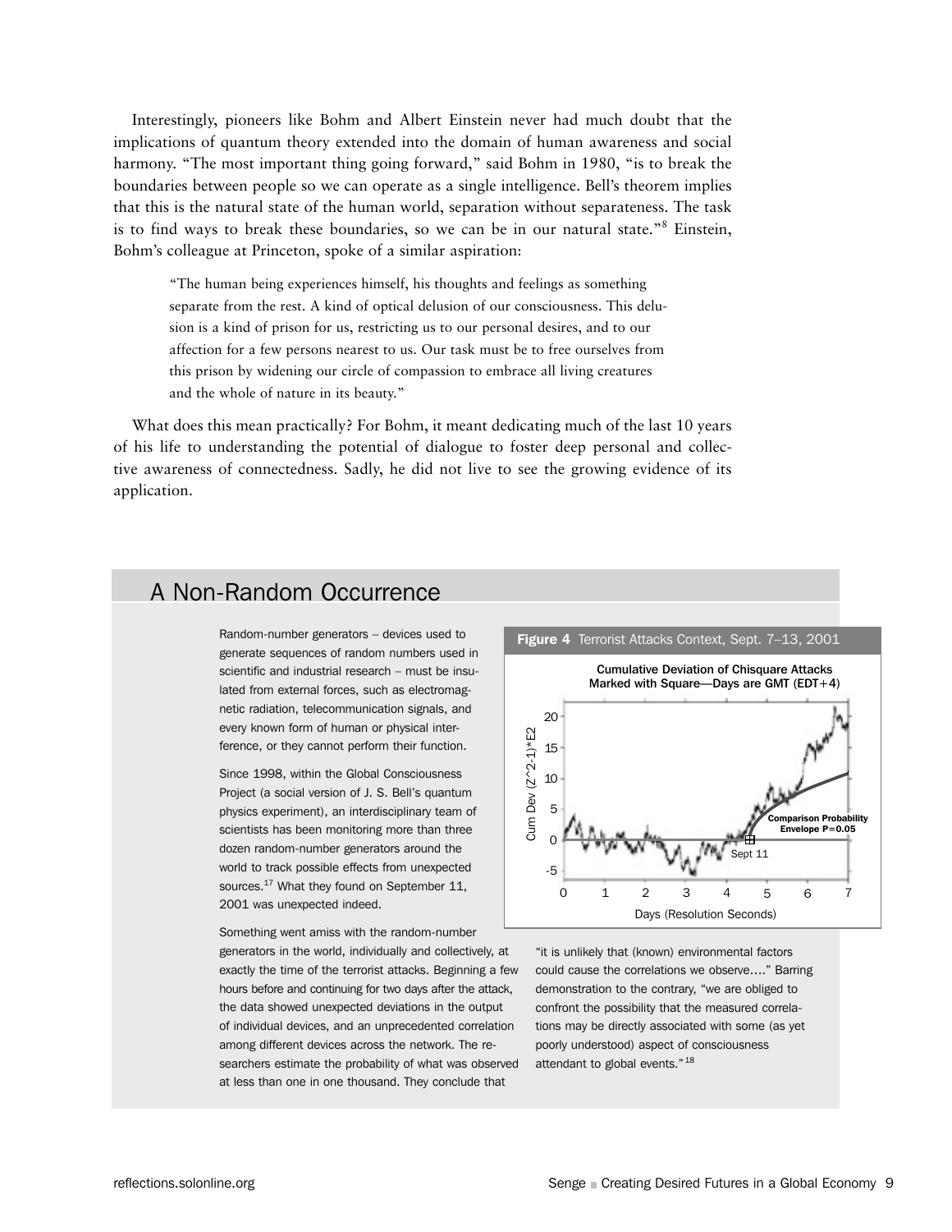Interestingly, pioneers like Bohm and Albert Einstein never had much doubt that the implications of quantum theory extended into the domain of human awareness and social harmony. "The most important thing going forward," said Bohm in 1980, "is to break the boundaries between people so we can operate as a single intelligence. Bell's theorem implies that this is the natural state of the human world, separation without separateness. The task is to find ways to break these boundaries, so we can be in our natural state."[8] Einstein, Bohm's colleague at Princeton, spoke of a similar aspiration:

> "The human being experiences himself, his thoughts and feelings as something separate from the rest. A kind of optical delusion of our consciousness. This delusion is a kind of prison for us, restricting us to our personal desires, and to our affection for a few persons nearest to us. Our task must be to free ourselves from this prison by widening our circle of compassion to embrace all living creatures and the whole of nature in its beauty."

What does this mean practically? For Bohm, it meant dedicating much of the last 10 years of his life to understanding the potential of dialogue to foster deep personal and collective awareness of connectedness. Sadly, he did not live to see the growing evidence of its application.

## A Non-Random Occurrence

Random-number generators – devices used to generate sequences of random numbers used in scientific and industrial research – must be insulated from external forces, such as electromagnetic radiation, telecommunication signals, and every known form of human or physical interference, or they cannot perform their function.

Since 1998, within the Global Consciousness Project (a social version of J. S. Bell's quantum physics experiment), an interdisciplinary team of scientists has been monitoring more than three dozen random-number generators around the world to track possible effects from unexpected sources.[17] What they found on September 11, 2001 was unexpected indeed.

Something went amiss with the random-number generators in the world, individually and collectively, at exactly the time of the terrorist attacks. Beginning a few hours before and continuing for two days after the attack, the data showed unexpected deviations in the output of individual devices, and an unprecedented correlation among different devices across the network. The researchers estimate the probability of what was observed at less than one in one thousand. They conclude that "it is unlikely that (known) environmental factors could cause the correlations we observe...." Barring demonstration to the contrary, "we are obliged to confront the possibility that the measured correlations may be directly associated with some (as yet poorly understood) aspect of consciousness attendant to global events."[18]

**Figure 4** Terrorist Attacks Context, Sept. 7–13, 2001

Cumulative Deviation of Chisquare Attacks Marked with Square—Days are GMT (EDT+4)

Cum Dev (Z^2-1)*E2

20
15
10
5
0
-5

0 1 2 3 4 5 6 7

Days (Resolution Seconds)

Comparison Probability Envelope P=0.05

Sept 11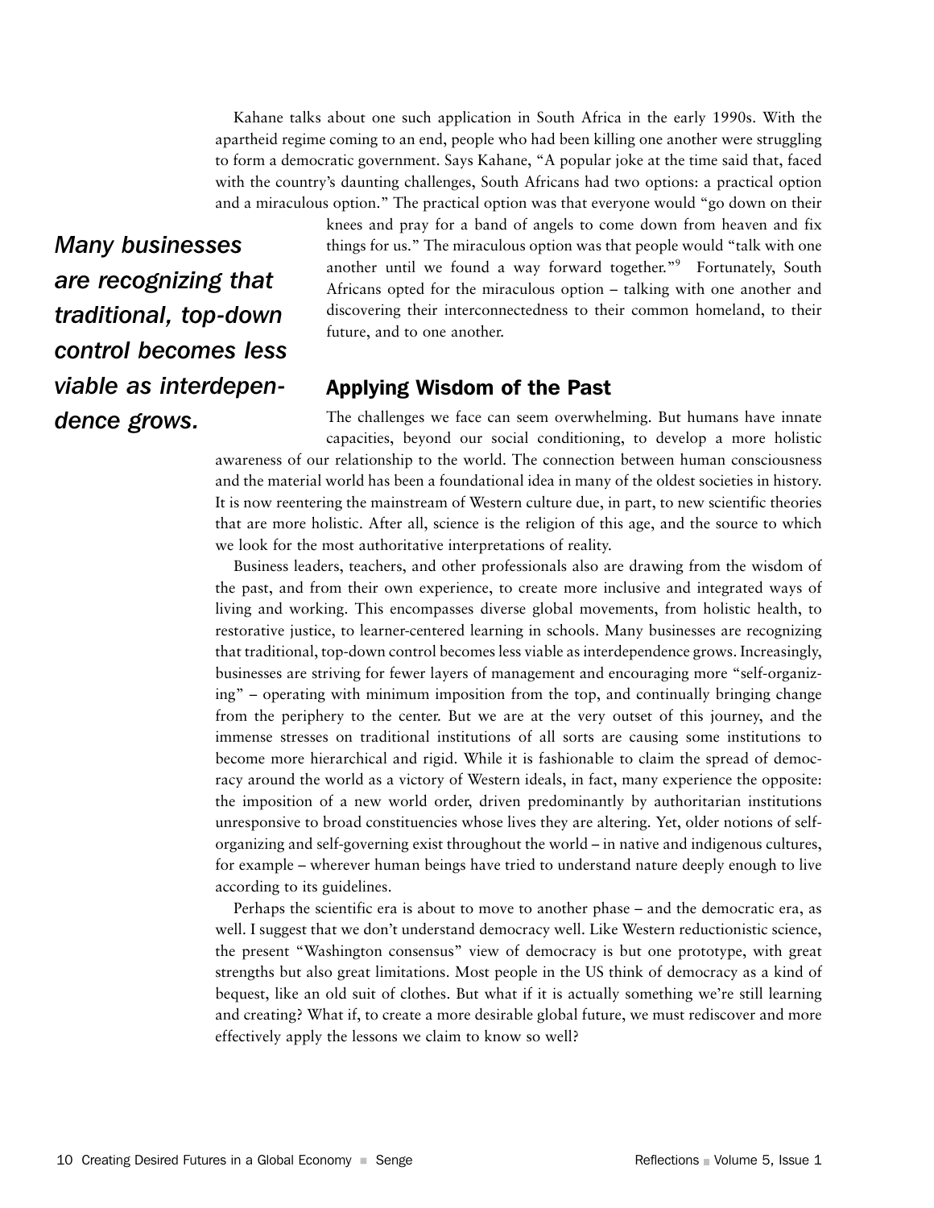Kahane talks about one such application in South Africa in the early 1990s. With the apartheid regime coming to an end, people who had been killing one another were struggling to form a democratic government. Says Kahane, "A popular joke at the time said that, faced with the country's daunting challenges, South Africans had two options: a practical option and a miraculous option." The practical option was that everyone would "go down on their knees and pray for a band of angels to come down from heaven and fix things for us." The miraculous option was that people would "talk with one another until we found a way forward together."[9] Fortunately, South Africans opted for the miraculous option – talking with one another and discovering their interconnectedness to their common homeland, to their future, and to one another.

***Many businesses are recognizing that traditional, top-down control becomes less viable as interdependence grows.***

## Applying Wisdom of the Past

The challenges we face can seem overwhelming. But humans have innate capacities, beyond our social conditioning, to develop a more holistic awareness of our relationship to the world. The connection between human consciousness and the material world has been a foundational idea in many of the oldest societies in history. It is now reentering the mainstream of Western culture due, in part, to new scientific theories that are more holistic. After all, science is the religion of this age, and the source to which we look for the most authoritative interpretations of reality.

Business leaders, teachers, and other professionals also are drawing from the wisdom of the past, and from their own experience, to create more inclusive and integrated ways of living and working. This encompasses diverse global movements, from holistic health, to restorative justice, to learner-centered learning in schools. Many businesses are recognizing that traditional, top-down control becomes less viable as interdependence grows. Increasingly, businesses are striving for fewer layers of management and encouraging more "self-organizing" – operating with minimum imposition from the top, and continually bringing change from the periphery to the center. But we are at the very outset of this journey, and the immense stresses on traditional institutions of all sorts are causing some institutions to become more hierarchical and rigid. While it is fashionable to claim the spread of democracy around the world as a victory of Western ideals, in fact, many experience the opposite: the imposition of a new world order, driven predominantly by authoritarian institutions unresponsive to broad constituencies whose lives they are altering. Yet, older notions of self-organizing and self-governing exist throughout the world – in native and indigenous cultures, for example – wherever human beings have tried to understand nature deeply enough to live according to its guidelines.

Perhaps the scientific era is about to move to another phase – and the democratic era, as well. I suggest that we don't understand democracy well. Like Western reductionistic science, the present "Washington consensus" view of democracy is but one prototype, with great strengths but also great limitations. Most people in the US think of democracy as a kind of bequest, like an old suit of clothes. But what if it is actually something we're still learning and creating? What if, to create a more desirable global future, we must rediscover and more effectively apply the lessons we claim to know so well?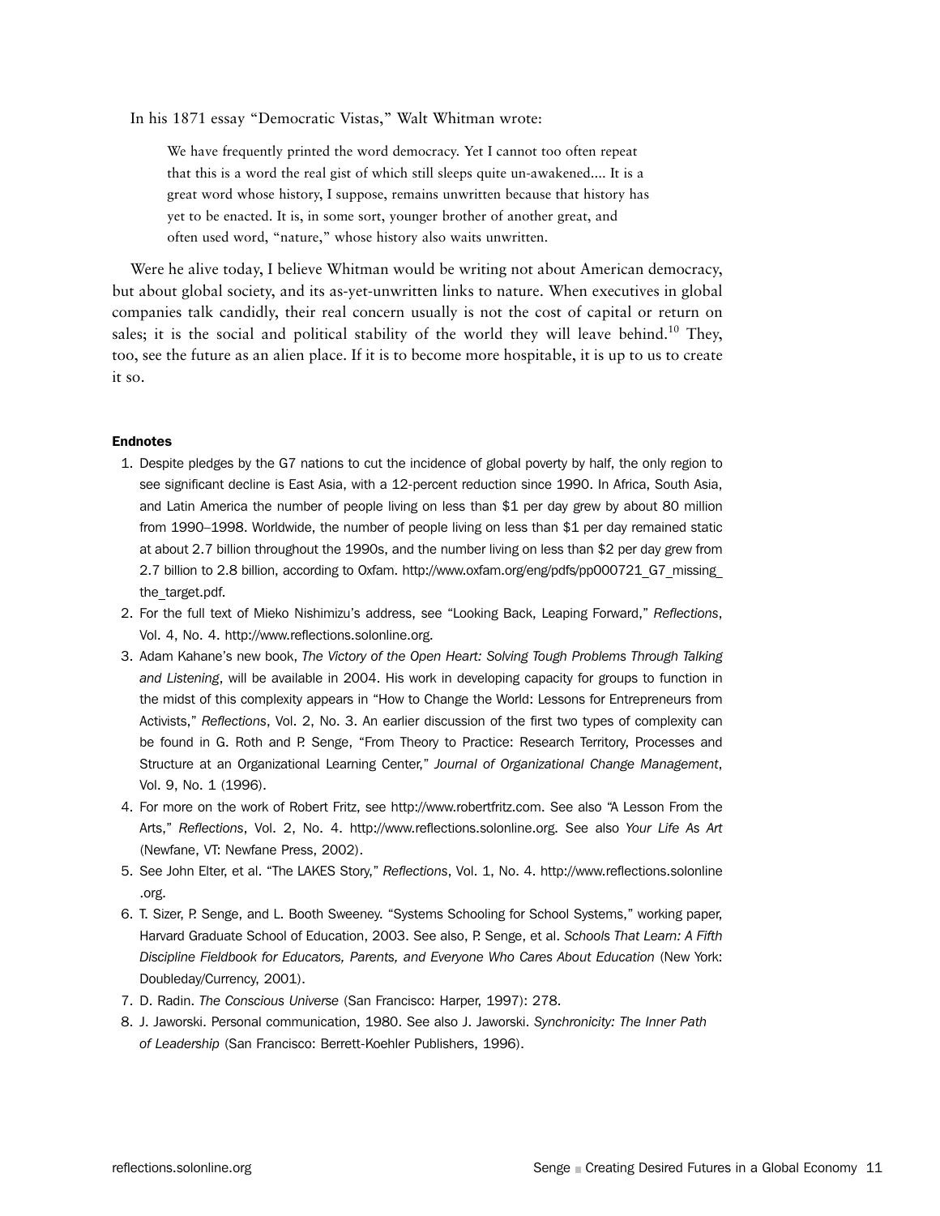In his 1871 essay "Democratic Vistas," Walt Whitman wrote:

> We have frequently printed the word democracy. Yet I cannot too often repeat that this is a word the real gist of which still sleeps quite un-awakened.... It is a great word whose history, I suppose, remains unwritten because that history has yet to be enacted. It is, in some sort, younger brother of another great, and often used word, "nature," whose history also waits unwritten.

Were he alive today, I believe Whitman would be writing not about American democracy, but about global society, and its as-yet-unwritten links to nature. When executives in global companies talk candidly, their real concern usually is not the cost of capital or return on sales; it is the social and political stability of the world they will leave behind.[10] They, too, see the future as an alien place. If it is to become more hospitable, it is up to us to create it so.

**Endnotes**

1. Despite pledges by the G7 nations to cut the incidence of global poverty by half, the only region to see significant decline is East Asia, with a 12-percent reduction since 1990. In Africa, South Asia, and Latin America the number of people living on less than $1 per day grew by about 80 million from 1990–1998. Worldwide, the number of people living on less than $1 per day remained static at about 2.7 billion throughout the 1990s, and the number living on less than $2 per day grew from 2.7 billion to 2.8 billion, according to Oxfam. http://www.oxfam.org/eng/pdfs/pp000721_G7_missing_the_target.pdf.
2. For the full text of Mieko Nishimizu's address, see "Looking Back, Leaping Forward," *Reflections*, Vol. 4, No. 4. http://www.reflections.solonline.org.
3. Adam Kahane's new book, *The Victory of the Open Heart: Solving Tough Problems Through Talking and Listening*, will be available in 2004. His work in developing capacity for groups to function in the midst of this complexity appears in "How to Change the World: Lessons for Entrepreneurs from Activists," *Reflections*, Vol. 2, No. 3. An earlier discussion of the first two types of complexity can be found in G. Roth and P. Senge, "From Theory to Practice: Research Territory, Processes and Structure at an Organizational Learning Center," *Journal of Organizational Change Management*, Vol. 9, No. 1 (1996).
4. For more on the work of Robert Fritz, see http://www.robertfritz.com. See also "A Lesson From the Arts," *Reflections*, Vol. 2, No. 4. http://www.reflections.solonline.org. See also *Your Life As Art* (Newfane, VT: Newfane Press, 2002).
5. See John Elter, et al. "The LAKES Story," *Reflections*, Vol. 1, No. 4. http://www.reflections.solonline.org.
6. T. Sizer, P. Senge, and L. Booth Sweeney. "Systems Schooling for School Systems," working paper, Harvard Graduate School of Education, 2003. See also, P. Senge, et al. *Schools That Learn: A Fifth Discipline Fieldbook for Educators, Parents, and Everyone Who Cares About Education* (New York: Doubleday/Currency, 2001).
7. D. Radin. *The Conscious Universe* (San Francisco: Harper, 1997): 278.
8. J. Jaworski. Personal communication, 1980. See also J. Jaworski. *Synchronicity: The Inner Path of Leadership* (San Francisco: Berrett-Koehler Publishers, 1996).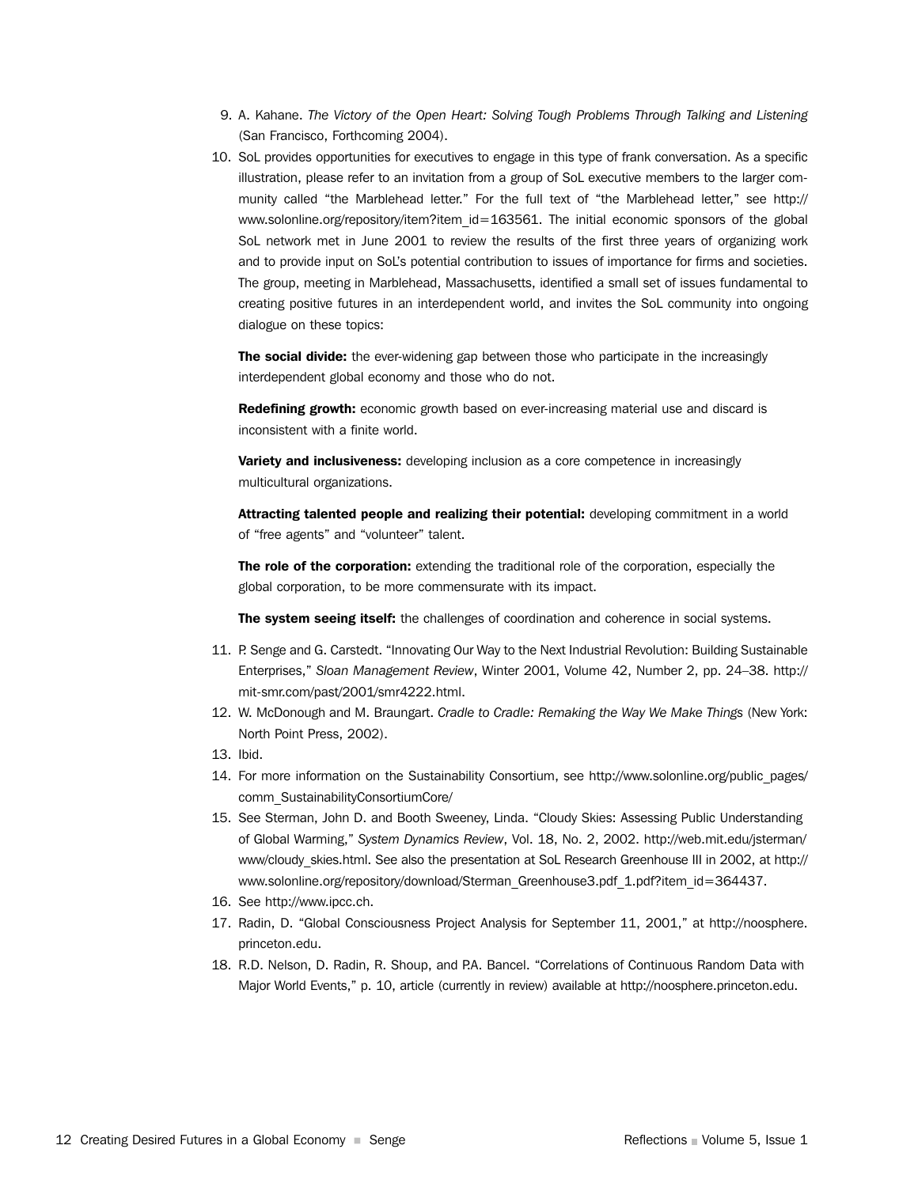9. A. Kahane. *The Victory of the Open Heart: Solving Tough Problems Through Talking and Listening* (San Francisco, Forthcoming 2004).
10. SoL provides opportunities for executives to engage in this type of frank conversation. As a specific illustration, please refer to an invitation from a group of SoL executive members to the larger community called "the Marblehead letter." For the full text of "the Marblehead letter," see http://www.solonline.org/repository/item?item_id=163561. The initial economic sponsors of the global SoL network met in June 2001 to review the results of the first three years of organizing work and to provide input on SoL's potential contribution to issues of importance for firms and societies. The group, meeting in Marblehead, Massachusetts, identified a small set of issues fundamental to creating positive futures in an interdependent world, and invites the SoL community into ongoing dialogue on these topics:

    **The social divide:** the ever-widening gap between those who participate in the increasingly interdependent global economy and those who do not.

    **Redefining growth:** economic growth based on ever-increasing material use and discard is inconsistent with a finite world.

    **Variety and inclusiveness:** developing inclusion as a core competence in increasingly multicultural organizations.

    **Attracting talented people and realizing their potential:** developing commitment in a world of "free agents" and "volunteer" talent.

    **The role of the corporation:** extending the traditional role of the corporation, especially the global corporation, to be more commensurate with its impact.

    **The system seeing itself:** the challenges of coordination and coherence in social systems.

11. P. Senge and G. Carstedt. "Innovating Our Way to the Next Industrial Revolution: Building Sustainable Enterprises," *Sloan Management Review*, Winter 2001, Volume 42, Number 2, pp. 24–38. http://mit-smr.com/past/2001/smr4222.html.
12. W. McDonough and M. Braungart. *Cradle to Cradle: Remaking the Way We Make Things* (New York: North Point Press, 2002).
13. Ibid.
14. For more information on the Sustainability Consortium, see http://www.solonline.org/public_pages/comm_SustainabilityConsortiumCore/
15. See Sterman, John D. and Booth Sweeney, Linda. "Cloudy Skies: Assessing Public Understanding of Global Warming," *System Dynamics Review*, Vol. 18, No. 2, 2002. http://web.mit.edu/jsterman/www/cloudy_skies.html. See also the presentation at SoL Research Greenhouse III in 2002, at http://www.solonline.org/repository/download/Sterman_Greenhouse3.pdf_1.pdf?item_id=364437.
16. See http://www.ipcc.ch.
17. Radin, D. "Global Consciousness Project Analysis for September 11, 2001," at http://noosphere.princeton.edu.
18. R.D. Nelson, D. Radin, R. Shoup, and P.A. Bancel. "Correlations of Continuous Random Data with Major World Events," p. 10, article (currently in review) available at http://noosphere.princeton.edu.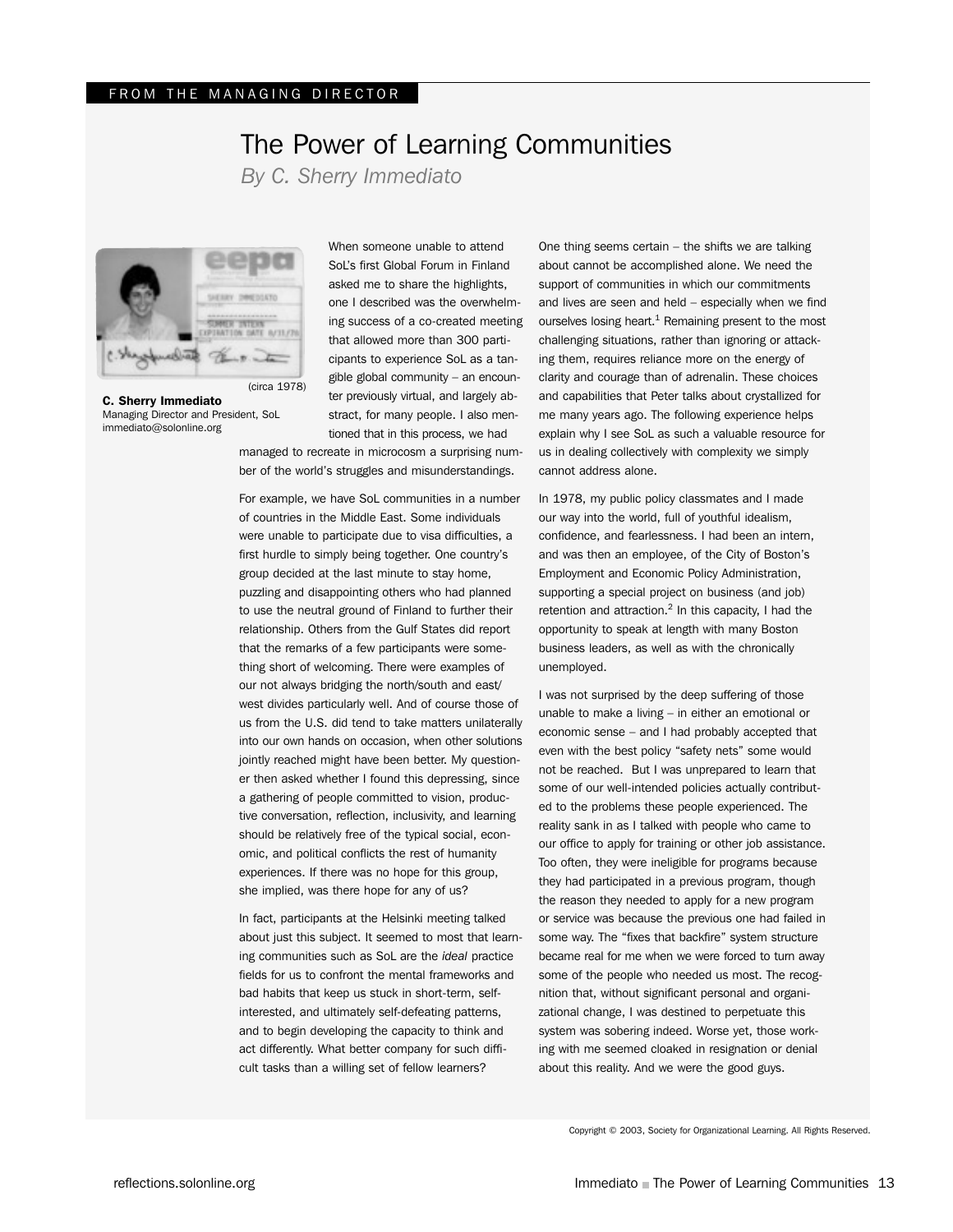FROM THE MANAGING DIRECTOR

# The Power of Learning Communities

*By C. Sherry Immediato*

(circa 1978)

**C. Sherry Immediato**
Managing Director and President, SoL
immediato@solonline.org

When someone unable to attend SoL's first Global Forum in Finland asked me to share the highlights, one I described was the overwhelming success of a co-created meeting that allowed more than 300 participants to experience SoL as a tangible global community – an encounter previously virtual, and largely abstract, for many people. I also mentioned that in this process, we had managed to recreate in microcosm a surprising number of the world's struggles and misunderstandings.

For example, we have SoL communities in a number of countries in the Middle East. Some individuals were unable to participate due to visa difficulties, a first hurdle to simply being together. One country's group decided at the last minute to stay home, puzzling and disappointing others who had planned to use the neutral ground of Finland to further their relationship. Others from the Gulf States did report that the remarks of a few participants were something short of welcoming. There were examples of our not always bridging the north/south and east/west divides particularly well. And of course those of us from the U.S. did tend to take matters unilaterally into our own hands on occasion, when other solutions jointly reached might have been better. My questioner then asked whether I found this depressing, since a gathering of people committed to vision, productive conversation, reflection, inclusivity, and learning should be relatively free of the typical social, economic, and political conflicts the rest of humanity experiences. If there was no hope for this group, she implied, was there hope for any of us?

In fact, participants at the Helsinki meeting talked about just this subject. It seemed to most that learning communities such as SoL are the *ideal* practice fields for us to confront the mental frameworks and bad habits that keep us stuck in short-term, self-interested, and ultimately self-defeating patterns, and to begin developing the capacity to think and act differently. What better company for such difficult tasks than a willing set of fellow learners?

One thing seems certain – the shifts we are talking about cannot be accomplished alone. We need the support of communities in which our commitments and lives are seen and held – especially when we find ourselves losing heart.[1] Remaining present to the most challenging situations, rather than ignoring or attacking them, requires reliance more on the energy of clarity and courage than of adrenalin. These choices and capabilities that Peter talks about crystallized for me many years ago. The following experience helps explain why I see SoL as such a valuable resource for us in dealing collectively with complexity we simply cannot address alone.

In 1978, my public policy classmates and I made our way into the world, full of youthful idealism, confidence, and fearlessness. I had been an intern, and was then an employee, of the City of Boston's Employment and Economic Policy Administration, supporting a special project on business (and job) retention and attraction.[2] In this capacity, I had the opportunity to speak at length with many Boston business leaders, as well as with the chronically unemployed.

I was not surprised by the deep suffering of those unable to make a living – in either an emotional or economic sense – and I had probably accepted that even with the best policy "safety nets" some would not be reached. But I was unprepared to learn that some of our well-intended policies actually contributed to the problems these people experienced. The reality sank in as I talked with people who came to our office to apply for training or other job assistance. Too often, they were ineligible for programs because they had participated in a previous program, though the reason they needed to apply for a new program or service was because the previous one had failed in some way. The "fixes that backfire" system structure became real for me when we were forced to turn away some of the people who needed us most. The recognition that, without significant personal and organizational change, I was destined to perpetuate this system was sobering indeed. Worse yet, those working with me seemed cloaked in resignation or denial about this reality. And we were the good guys.

Copyright © 2003, Society for Organizational Learning. All Rights Reserved.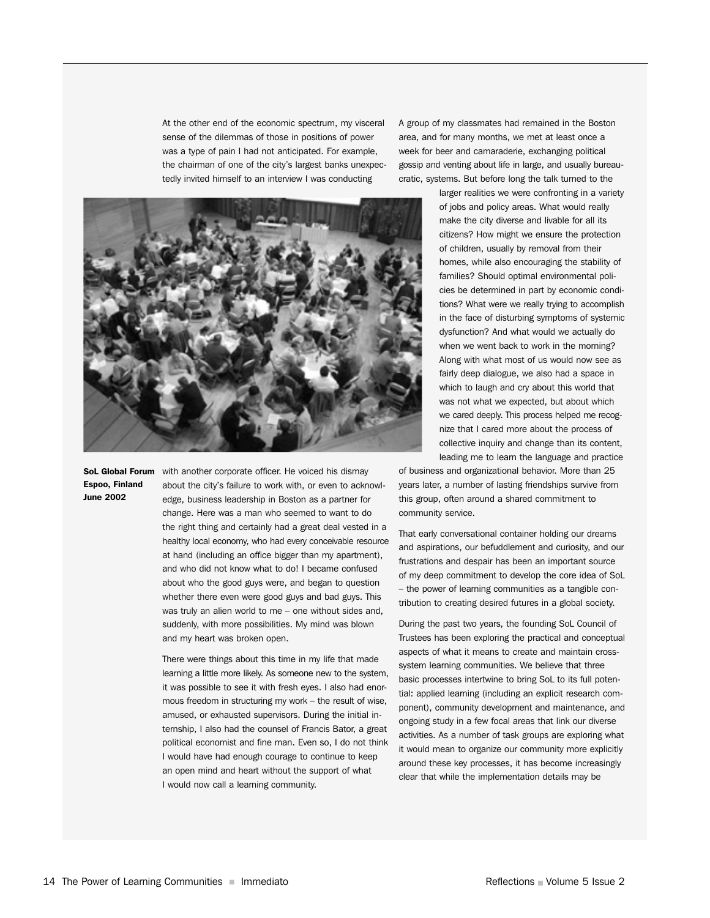At the other end of the economic spectrum, my visceral sense of the dilemmas of those in positions of power was a type of pain I had not anticipated. For example, the chairman of one of the city's largest banks unexpectedly invited himself to an interview I was conducting with another corporate officer. He voiced his dismay about the city's failure to work with, or even to acknowledge, business leadership in Boston as a partner for change. Here was a man who seemed to want to do the right thing and certainly had a great deal vested in a healthy local economy, who had every conceivable resource at hand (including an office bigger than my apartment), and who did not know what to do! I became confused about who the good guys were, and began to question whether there even were good guys and bad guys. This was truly an alien world to me – one without sides and, suddenly, with more possibilities. My mind was blown and my heart was broken open.

**SoL Global Forum Espoo, Finland June 2002**

There were things about this time in my life that made learning a little more likely. As someone new to the system, it was possible to see it with fresh eyes. I also had enormous freedom in structuring my work – the result of wise, amused, or exhausted supervisors. During the initial internship, I also had the counsel of Francis Bator, a great political economist and fine man. Even so, I do not think I would have had enough courage to continue to keep an open mind and heart without the support of what I would now call a learning community.

A group of my classmates had remained in the Boston area, and for many months, we met at least once a week for beer and camaraderie, exchanging political gossip and venting about life in large, and usually bureaucratic, systems. But before long the talk turned to the larger realities we were confronting in a variety of jobs and policy areas. What would really make the city diverse and livable for all its citizens? How might we ensure the protection of children, usually by removal from their homes, while also encouraging the stability of families? Should optimal environmental policies be determined in part by economic conditions? What were we really trying to accomplish in the face of disturbing symptoms of systemic dysfunction? And what would we actually do when we went back to work in the morning? Along with what most of us would now see as fairly deep dialogue, we also had a space in which to laugh and cry about this world that was not what we expected, but about which we cared deeply. This process helped me recognize that I cared more about the process of collective inquiry and change than its content, leading me to learn the language and practice of business and organizational behavior. More than 25 years later, a number of lasting friendships survive from this group, often around a shared commitment to community service.

That early conversational container holding our dreams and aspirations, our befuddlement and curiosity, and our frustrations and despair has been an important source of my deep commitment to develop the core idea of SoL – the power of learning communities as a tangible contribution to creating desired futures in a global society.

During the past two years, the founding SoL Council of Trustees has been exploring the practical and conceptual aspects of what it means to create and maintain cross-system learning communities. We believe that three basic processes intertwine to bring SoL to its full potential: applied learning (including an explicit research component), community development and maintenance, and ongoing study in a few focal areas that link our diverse activities. As a number of task groups are exploring what it would mean to organize our community more explicitly around these key processes, it has become increasingly clear that while the implementation details may be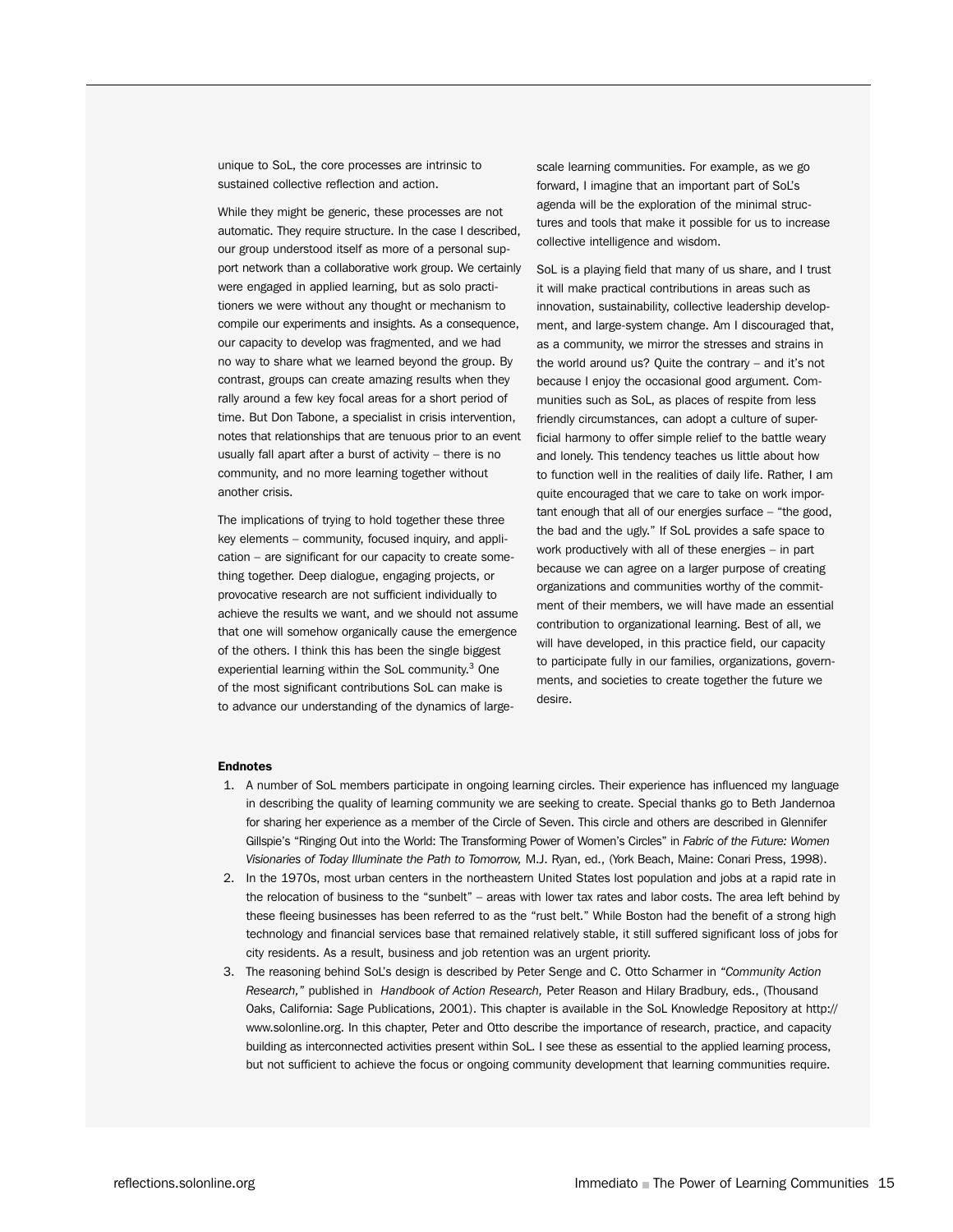unique to SoL, the core processes are intrinsic to sustained collective reflection and action.

While they might be generic, these processes are not automatic. They require structure. In the case I described, our group understood itself as more of a personal support network than a collaborative work group. We certainly were engaged in applied learning, but as solo practitioners we were without any thought or mechanism to compile our experiments and insights. As a consequence, our capacity to develop was fragmented, and we had no way to share what we learned beyond the group. By contrast, groups can create amazing results when they rally around a few key focal areas for a short period of time. But Don Tabone, a specialist in crisis intervention, notes that relationships that are tenuous prior to an event usually fall apart after a burst of activity – there is no community, and no more learning together without another crisis.

The implications of trying to hold together these three key elements – community, focused inquiry, and application – are significant for our capacity to create something together. Deep dialogue, engaging projects, or provocative research are not sufficient individually to achieve the results we want, and we should not assume that one will somehow organically cause the emergence of the others. I think this has been the single biggest experiential learning within the SoL community.[3] One of the most significant contributions SoL can make is to advance our understanding of the dynamics of large-scale learning communities. For example, as we go forward, I imagine that an important part of SoL's agenda will be the exploration of the minimal structures and tools that make it possible for us to increase collective intelligence and wisdom.

SoL is a playing field that many of us share, and I trust it will make practical contributions in areas such as innovation, sustainability, collective leadership development, and large-system change. Am I discouraged that, as a community, we mirror the stresses and strains in the world around us? Quite the contrary – and it's not because I enjoy the occasional good argument. Communities such as SoL, as places of respite from less friendly circumstances, can adopt a culture of superficial harmony to offer simple relief to the battle weary and lonely. This tendency teaches us little about how to function well in the realities of daily life. Rather, I am quite encouraged that we care to take on work important enough that all of our energies surface – "the good, the bad and the ugly." If SoL provides a safe space to work productively with all of these energies – in part because we can agree on a larger purpose of creating organizations and communities worthy of the commitment of their members, we will have made an essential contribution to organizational learning. Best of all, we will have developed, in this practice field, our capacity to participate fully in our families, organizations, governments, and societies to create together the future we desire.

**Endnotes**

1. A number of SoL members participate in ongoing learning circles. Their experience has influenced my language in describing the quality of learning community we are seeking to create. Special thanks go to Beth Jandernoa for sharing her experience as a member of the Circle of Seven. This circle and others are described in Glennifer Gillspie's "Ringing Out into the World: The Transforming Power of Women's Circles" in *Fabric of the Future: Women Visionaries of Today Illuminate the Path to Tomorrow,* M.J. Ryan, ed., (York Beach, Maine: Conari Press, 1998).
2. In the 1970s, most urban centers in the northeastern United States lost population and jobs at a rapid rate in the relocation of business to the "sunbelt" – areas with lower tax rates and labor costs. The area left behind by these fleeing businesses has been referred to as the "rust belt." While Boston had the benefit of a strong high technology and financial services base that remained relatively stable, it still suffered significant loss of jobs for city residents. As a result, business and job retention was an urgent priority.
3. The reasoning behind SoL's design is described by Peter Senge and C. Otto Scharmer in *"Community Action Research,"* published in *Handbook of Action Research,* Peter Reason and Hilary Bradbury, eds., (Thousand Oaks, California: Sage Publications, 2001). This chapter is available in the SoL Knowledge Repository at http://www.solonline.org. In this chapter, Peter and Otto describe the importance of research, practice, and capacity building as interconnected activities present within SoL. I see these as essential to the applied learning process, but not sufficient to achieve the focus or ongoing community development that learning communities require.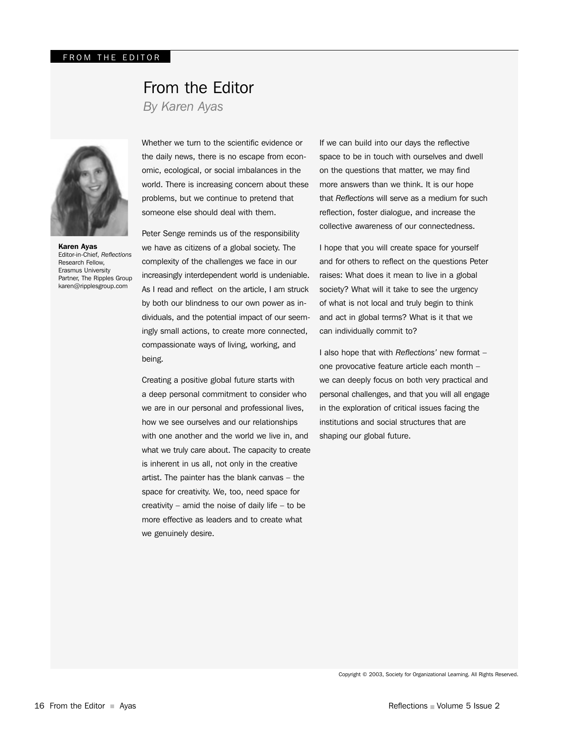# From the Editor

*By Karen Ayas*

**Karen Ayas**
Editor-in-Chief, *Reflections*
Research Fellow,
Erasmus University
Partner, The Ripples Group
karen@ripplesgroup.com

Whether we turn to the scientific evidence or the daily news, there is no escape from economic, ecological, or social imbalances in the world. There is increasing concern about these problems, but we continue to pretend that someone else should deal with them.

Peter Senge reminds us of the responsibility we have as citizens of a global society. The complexity of the challenges we face in our increasingly interdependent world is undeniable. As I read and reflect on the article, I am struck by both our blindness to our own power as individuals, and the potential impact of our seemingly small actions, to create more connected, compassionate ways of living, working, and being.

Creating a positive global future starts with a deep personal commitment to consider who we are in our personal and professional lives, how we see ourselves and our relationships with one another and the world we live in, and what we truly care about. The capacity to create is inherent in us all, not only in the creative artist. The painter has the blank canvas – the space for creativity. We, too, need space for creativity – amid the noise of daily life – to be more effective as leaders and to create what we genuinely desire.

If we can build into our days the reflective space to be in touch with ourselves and dwell on the questions that matter, we may find more answers than we think. It is our hope that *Reflections* will serve as a medium for such reflection, foster dialogue, and increase the collective awareness of our connectedness.

I hope that you will create space for yourself and for others to reflect on the questions Peter raises: What does it mean to live in a global society? What will it take to see the urgency of what is not local and truly begin to think and act in global terms? What is it that we can individually commit to?

I also hope that with *Reflections'* new format – one provocative feature article each month – we can deeply focus on both very practical and personal challenges, and that you will all engage in the exploration of critical issues facing the institutions and social structures that are shaping our global future.

Copyright © 2003, Society for Organizational Learning. All Rights Reserved.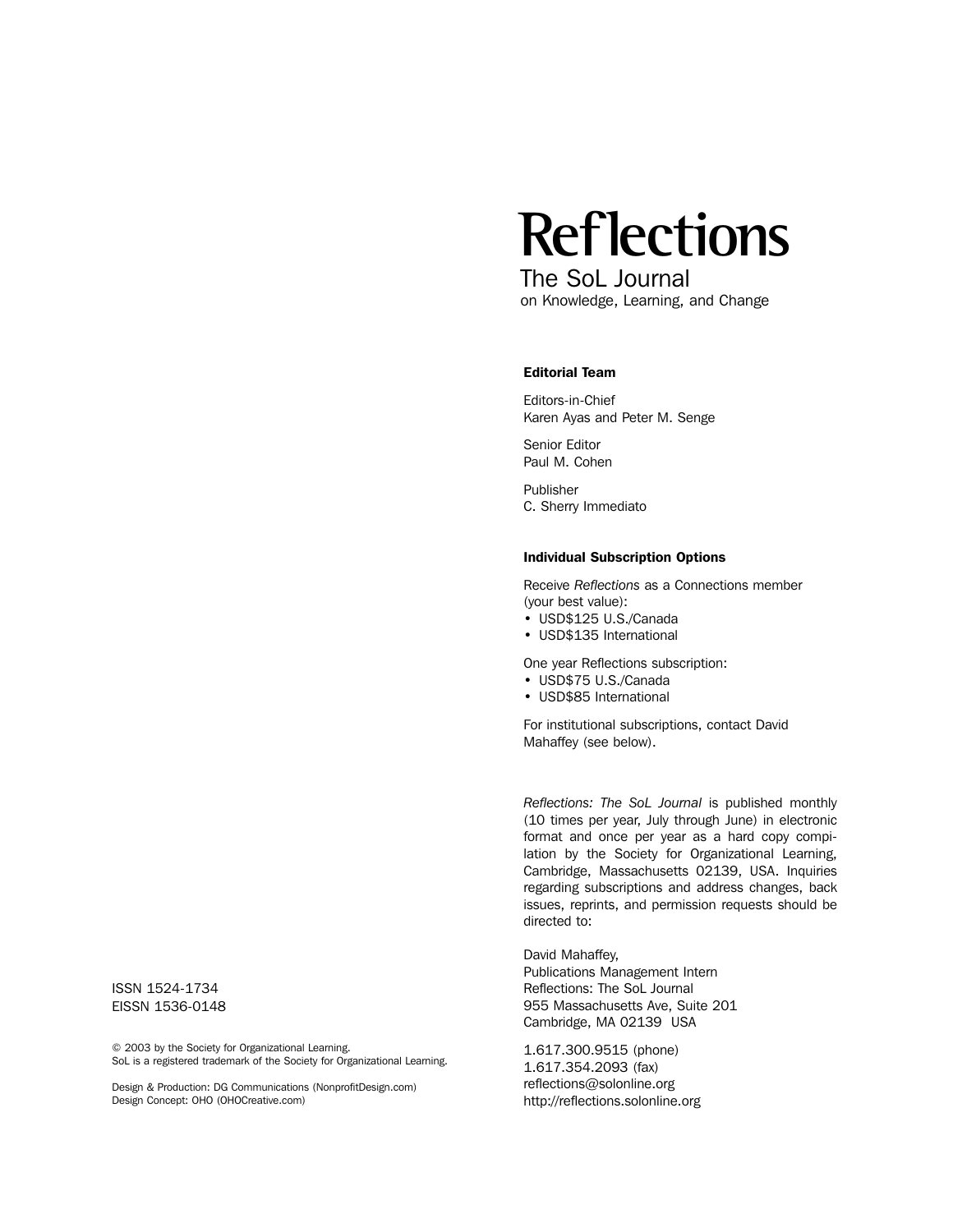# Reflections

The SoL Journal
on Knowledge, Learning, and Change

**Editorial Team**

Editors-in-Chief
Karen Ayas and Peter M. Senge

Senior Editor
Paul M. Cohen

Publisher
C. Sherry Immediato

**Individual Subscription Options**

Receive *Reflections* as a Connections member (your best value):

- USD$125 U.S./Canada
- USD$135 International

One year Reflections subscription:

- USD$75 U.S./Canada
- USD$85 International

For institutional subscriptions, contact David Mahaffey (see below).

*Reflections: The SoL Journal* is published monthly (10 times per year, July through June) in electronic format and once per year as a hard copy compilation by the Society for Organizational Learning, Cambridge, Massachusetts 02139, USA. Inquiries regarding subscriptions and address changes, back issues, reprints, and permission requests should be directed to:

David Mahaffey,
Publications Management Intern
Reflections: The SoL Journal
955 Massachusetts Ave, Suite 201
Cambridge, MA 02139 USA

1.617.300.9515 (phone)
1.617.354.2093 (fax)
reflections@solonline.org
http://reflections.solonline.org

ISSN 1524-1734
EISSN 1536-0148

© 2003 by the Society for Organizational Learning.
SoL is a registered trademark of the Society for Organizational Learning.

Design & Production: DG Communications (NonprofitDesign.com)
Design Concept: OHO (OHOCreative.com)